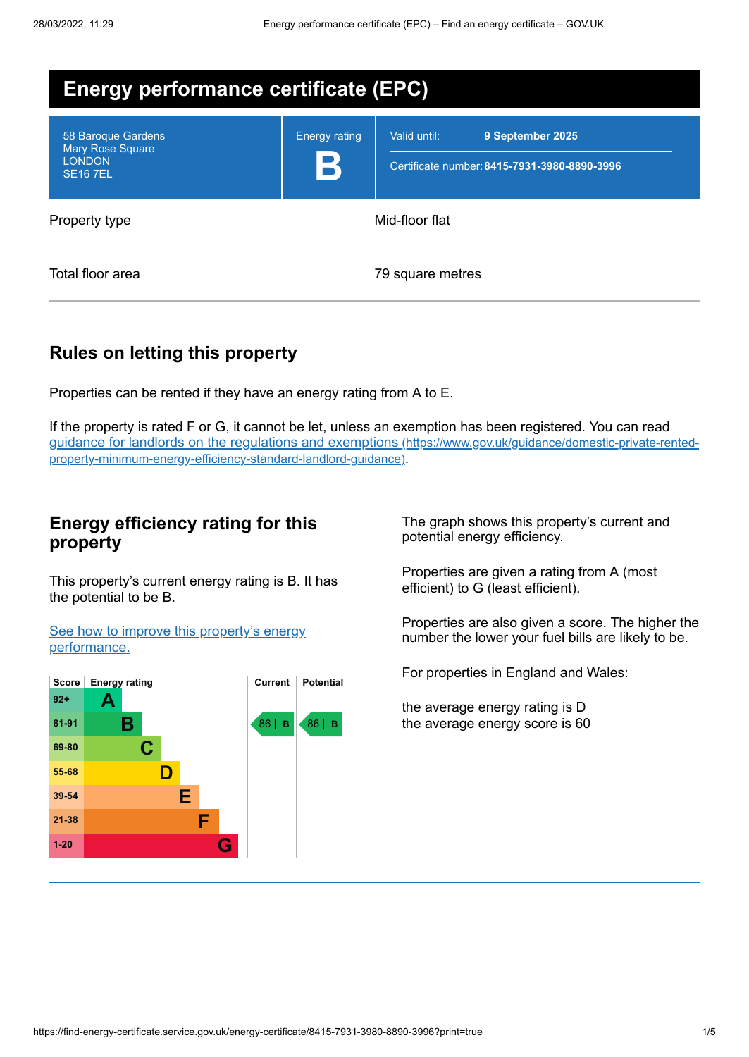# Energy performance certificate (EPC)

| | | |
|---|---|---|
| 58 Baroque Gardens<br>Mary Rose Square<br>LONDON<br>SE16 7EL | Energy rating<br>**B** | Valid until: **9 September 2025**<br>Certificate number: **8415-7931-3980-8890-3996** |

| | |
|---|---|
| Property type | Mid-floor flat |
| Total floor area | 79 square metres |

## Rules on letting this property

Properties can be rented if they have an energy rating from A to E.

If the property is rated F or G, it cannot be let, unless an exemption has been registered. You can read [guidance for landlords on the regulations and exemptions (https://www.gov.uk/guidance/domestic-private-rented-property-minimum-energy-efficiency-standard-landlord-guidance)](https://www.gov.uk/guidance/domestic-private-rented-property-minimum-energy-efficiency-standard-landlord-guidance).

## Energy efficiency rating for this property

This property's current energy rating is B. It has the potential to be B.

[See how to improve this property's energy performance.]()

| Score | Energy rating | Current | Potential |
|---|---|---|---|
| 92+ | A | | |
| 81-91 | B | 86 \| B | 86 \| B |
| 69-80 | C | | |
| 55-68 | D | | |
| 39-54 | E | | |
| 21-38 | F | | |
| 1-20 | G | | |

The graph shows this property's current and potential energy efficiency.

Properties are given a rating from A (most efficient) to G (least efficient).

Properties are also given a score. The higher the number the lower your fuel bills are likely to be.

For properties in England and Wales:

the average energy rating is D
the average energy score is 60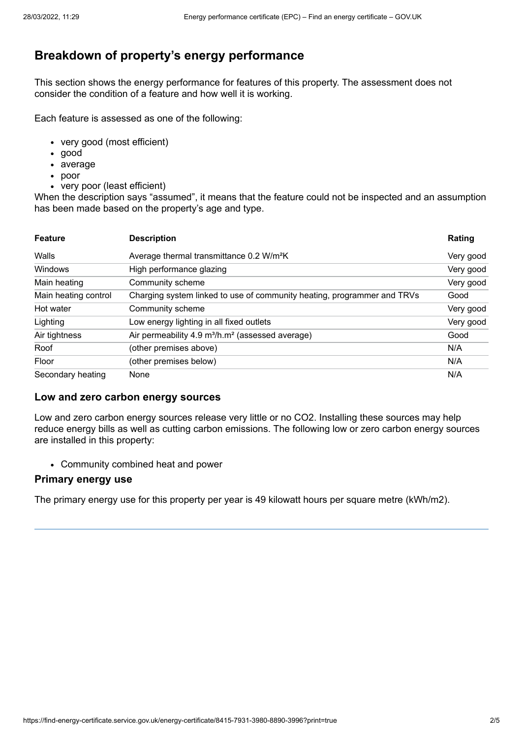## Breakdown of property's energy performance

This section shows the energy performance for features of this property. The assessment does not consider the condition of a feature and how well it is working.

Each feature is assessed as one of the following:

- very good (most efficient)
- good
- average
- poor
- very poor (least efficient)

When the description says "assumed", it means that the feature could not be inspected and an assumption has been made based on the property's age and type.

| Feature | Description | Rating |
| --- | --- | --- |
| Walls | Average thermal transmittance 0.2 W/m²K | Very good |
| Windows | High performance glazing | Very good |
| Main heating | Community scheme | Very good |
| Main heating control | Charging system linked to use of community heating, programmer and TRVs | Good |
| Hot water | Community scheme | Very good |
| Lighting | Low energy lighting in all fixed outlets | Very good |
| Air tightness | Air permeability 4.9 m³/h.m² (assessed average) | Good |
| Roof | (other premises above) | N/A |
| Floor | (other premises below) | N/A |
| Secondary heating | None | N/A |

### Low and zero carbon energy sources

Low and zero carbon energy sources release very little or no $CO_2$. Installing these sources may help reduce energy bills as well as cutting carbon emissions. The following low or zero carbon energy sources are installed in this property:

- Community combined heat and power

### Primary energy use

The primary energy use for this property per year is 49 kilowatt hours per square metre (kWh/m2).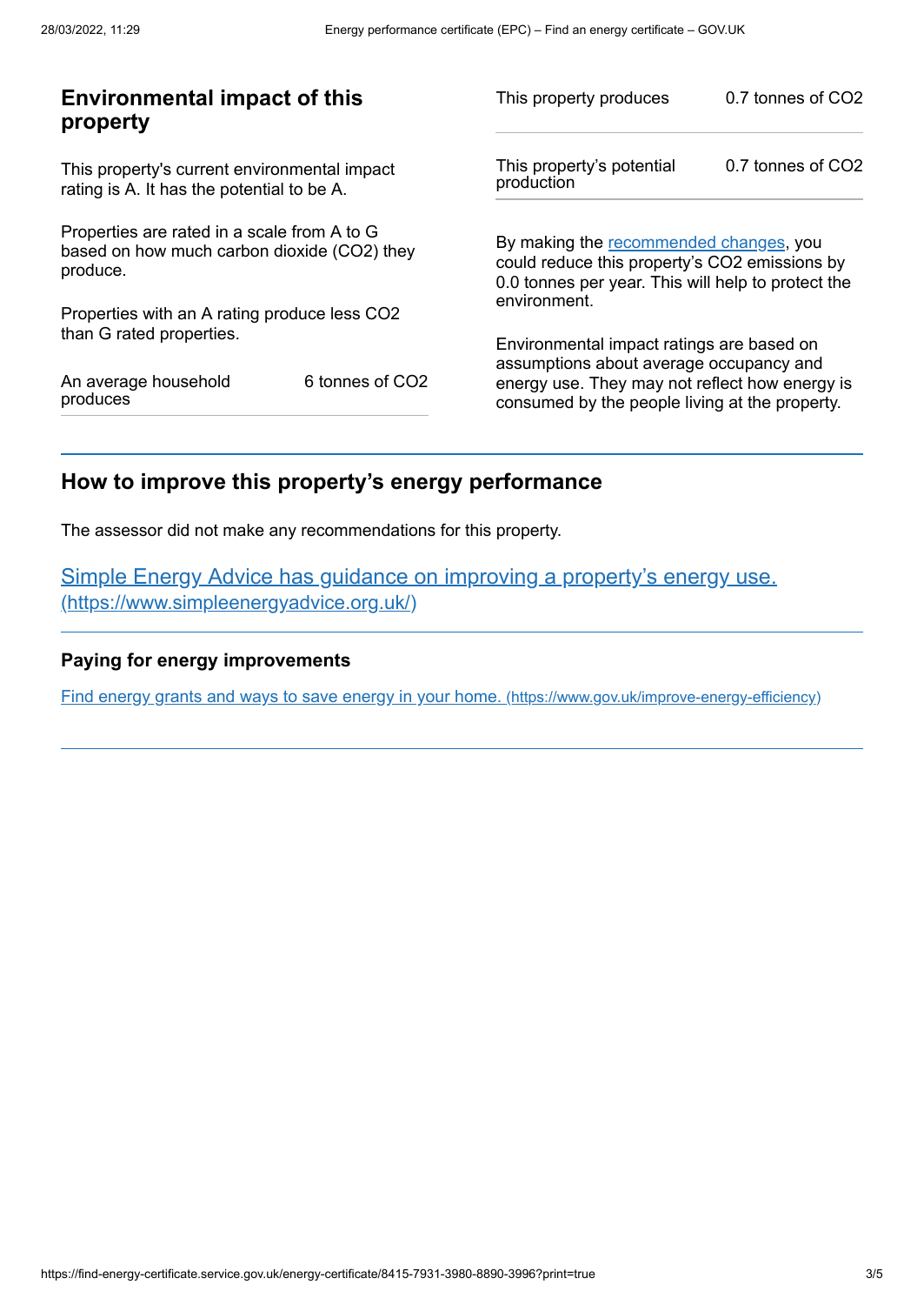## Environmental impact of this property

This property's current environmental impact rating is A. It has the potential to be A.

Properties are rated in a scale from A to G based on how much carbon dioxide ($CO_2$) they produce.

Properties with an A rating produce less $CO_2$ than G rated properties.

| | |
|---|---|
| An average household produces | 6 tonnes of $CO_2$ |

| | |
|---|---|
| This property produces | 0.7 tonnes of $CO_2$ |
| This property's potential production | 0.7 tonnes of $CO_2$ |

By making the recommended changes, you could reduce this property's $CO_2$ emissions by 0.0 tonnes per year. This will help to protect the environment.

Environmental impact ratings are based on assumptions about average occupancy and energy use. They may not reflect how energy is consumed by the people living at the property.

## How to improve this property's energy performance

The assessor did not make any recommendations for this property.

[Simple Energy Advice has guidance on improving a property's energy use. (https://www.simpleenergyadvice.org.uk/)](https://www.simpleenergyadvice.org.uk/)

### Paying for energy improvements

[Find energy grants and ways to save energy in your home. (https://www.gov.uk/improve-energy-efficiency)](https://www.gov.uk/improve-energy-efficiency)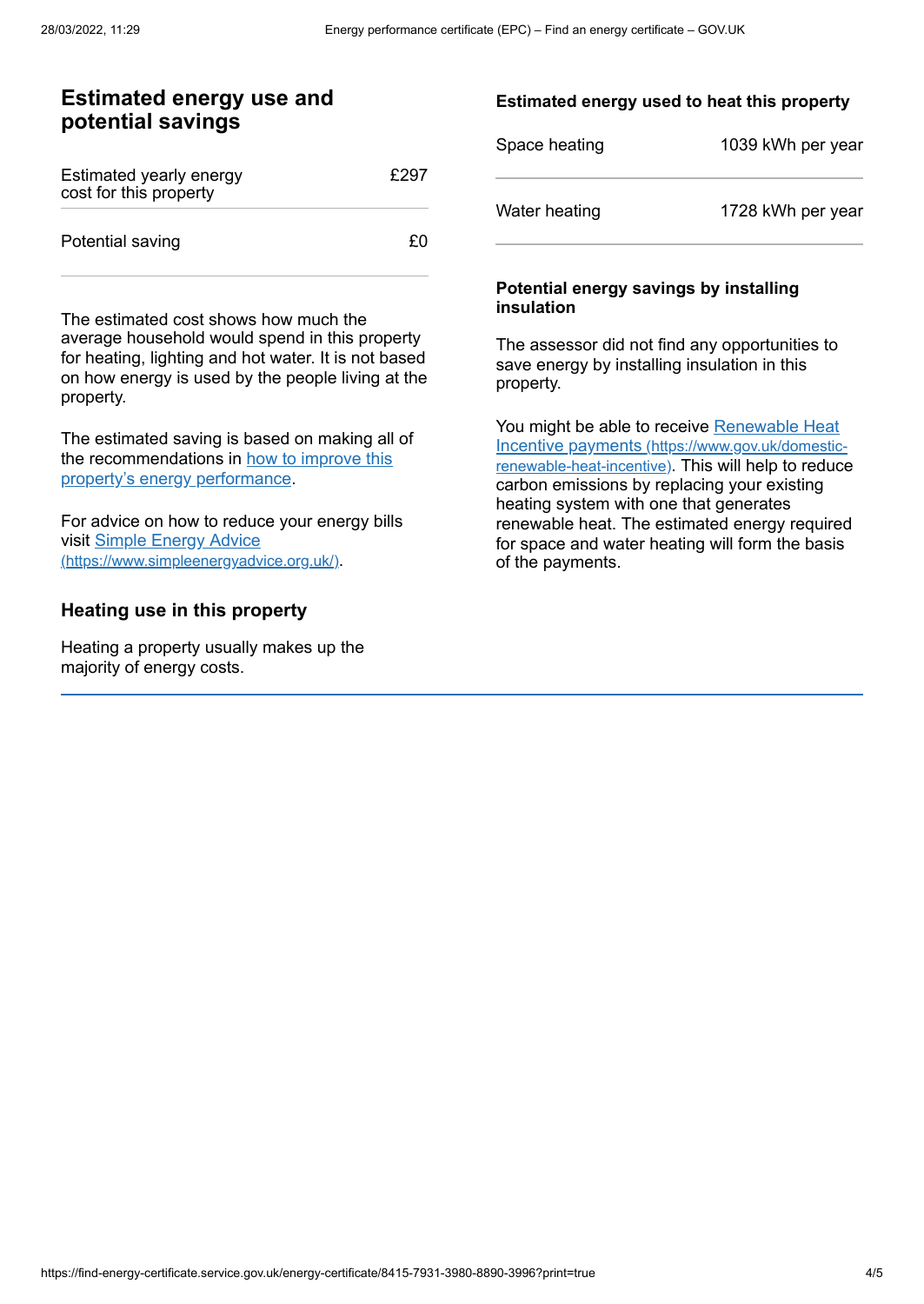## Estimated energy use and potential savings

| Estimated yearly energy cost for this property | £297 |
| --- | --- |
| Potential saving | £0 |

The estimated cost shows how much the average household would spend in this property for heating, lighting and hot water. It is not based on how energy is used by the people living at the property.

The estimated saving is based on making all of the recommendations in [how to improve this property's energy performance](#).

For advice on how to reduce your energy bills visit [Simple Energy Advice (https://www.simpleenergyadvice.org.uk/)](https://www.simpleenergyadvice.org.uk/).

### Heating use in this property

Heating a property usually makes up the majority of energy costs.

#### Estimated energy used to heat this property

| Space heating | 1039 kWh per year |
| --- | --- |
| Water heating | 1728 kWh per year |

#### Potential energy savings by installing insulation

The assessor did not find any opportunities to save energy by installing insulation in this property.

You might be able to receive [Renewable Heat Incentive payments (https://www.gov.uk/domestic-renewable-heat-incentive)](https://www.gov.uk/domestic-renewable-heat-incentive). This will help to reduce carbon emissions by replacing your existing heating system with one that generates renewable heat. The estimated energy required for space and water heating will form the basis of the payments.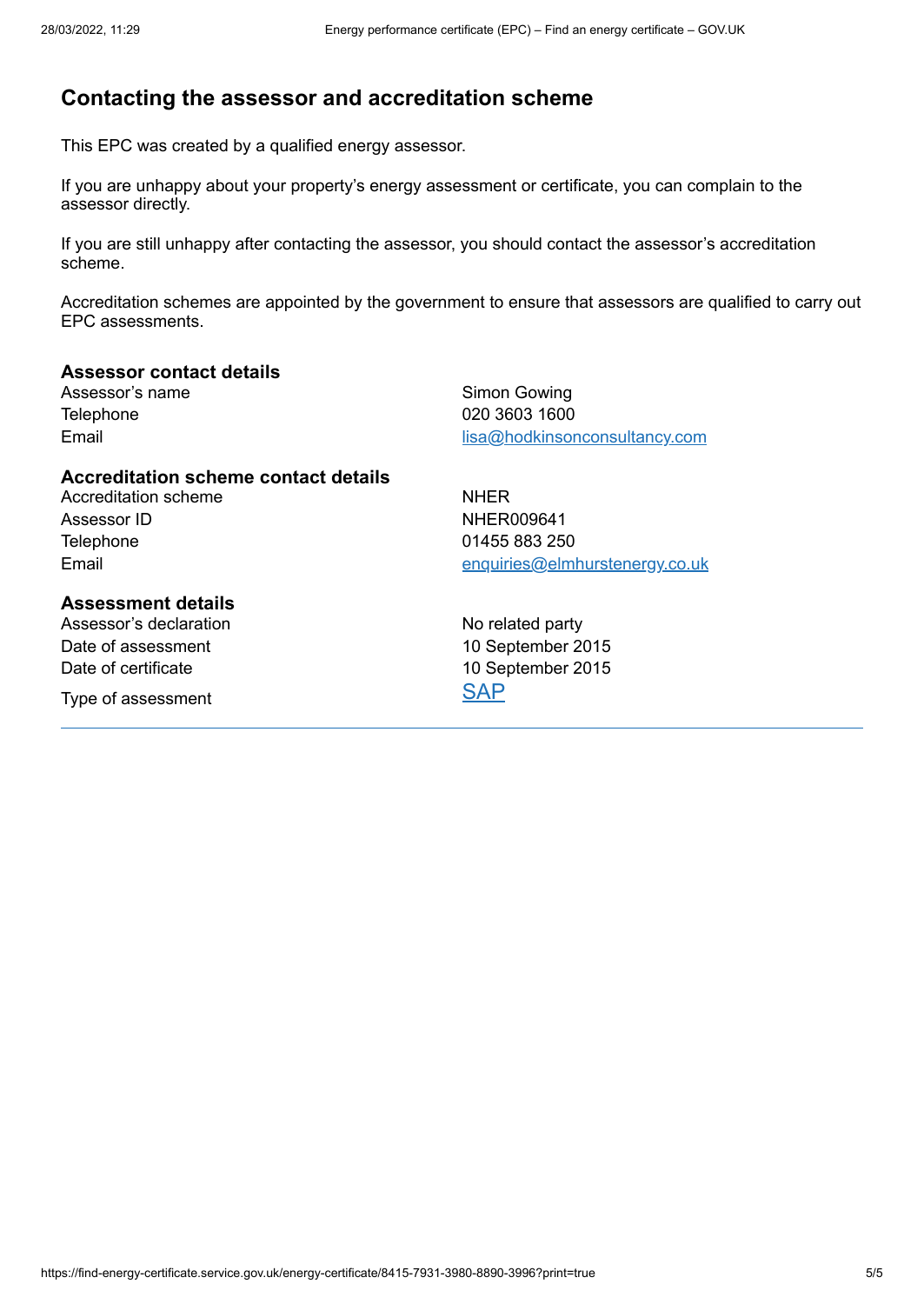## Contacting the assessor and accreditation scheme

This EPC was created by a qualified energy assessor.

If you are unhappy about your property's energy assessment or certificate, you can complain to the assessor directly.

If you are still unhappy after contacting the assessor, you should contact the assessor's accreditation scheme.

Accreditation schemes are appointed by the government to ensure that assessors are qualified to carry out EPC assessments.

### Assessor contact details

| | |
|---|---|
| Assessor's name | Simon Gowing |
| Telephone | 020 3603 1600 |
| Email | lisa@hodkinsonconsultancy.com |

### Accreditation scheme contact details

| | |
|---|---|
| Accreditation scheme | NHER |
| Assessor ID | NHER009641 |
| Telephone | 01455 883 250 |
| Email | enquiries@elmhurstenergy.co.uk |

### Assessment details

| | |
|---|---|
| Assessor's declaration | No related party |
| Date of assessment | 10 September 2015 |
| Date of certificate | 10 September 2015 |
| Type of assessment | SAP |